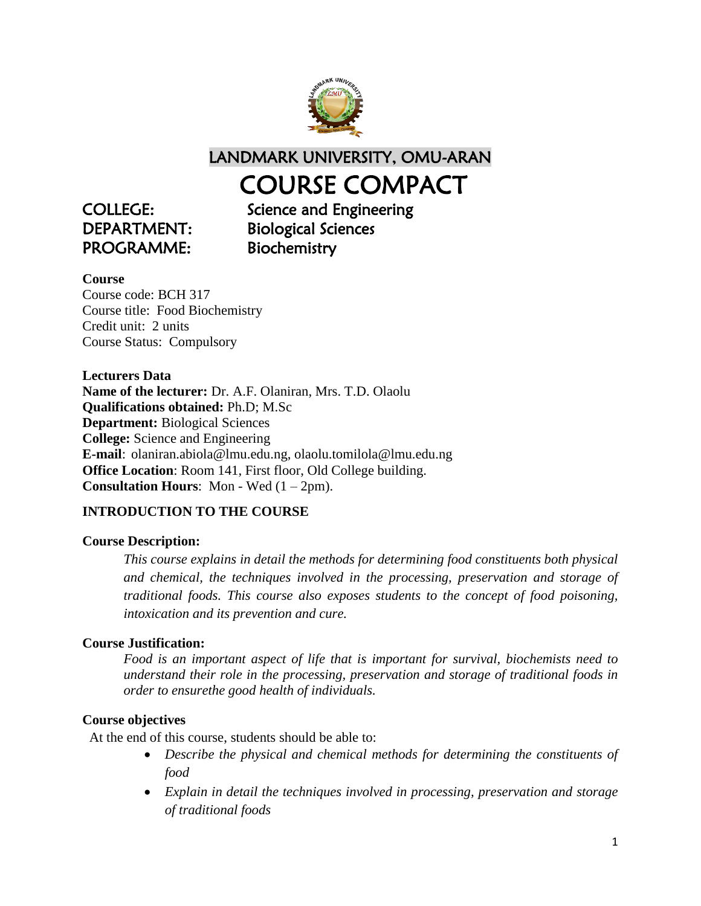# LANDMARK UNIVERSITY, OMU-ARAN

# COURSE COMPACT

**COLLEGE:** Science and Engineering
**DEPARTMENT:** Biological Sciences
**PROGRAMME:** Biochemistry

**Course**
Course code: BCH 317
Course title: Food Biochemistry
Credit unit: 2 units
Course Status: Compulsory

**Lecturers Data**
**Name of the lecturer:** Dr. A.F. Olaniran, Mrs. T.D. Olaolu
**Qualifications obtained:** Ph.D; M.Sc
**Department:** Biological Sciences
**College:** Science and Engineering
**E-mail**: olaniran.abiola@lmu.edu.ng, olaolu.tomilola@lmu.edu.ng
**Office Location**: Room 141, First floor, Old College building.
**Consultation Hours**: Mon - Wed (1 – 2pm).

## INTRODUCTION TO THE COURSE

### Course Description:

*This course explains in detail the methods for determining food constituents both physical and chemical, the techniques involved in the processing, preservation and storage of traditional foods. This course also exposes students to the concept of food poisoning, intoxication and its prevention and cure.*

### Course Justification:

*Food is an important aspect of life that is important for survival, biochemists need to understand their role in the processing, preservation and storage of traditional foods in order to ensurethe good health of individuals.*

### Course objectives

At the end of this course, students should be able to:

- *Describe the physical and chemical methods for determining the constituents of food*
- *Explain in detail the techniques involved in processing, preservation and storage of traditional foods*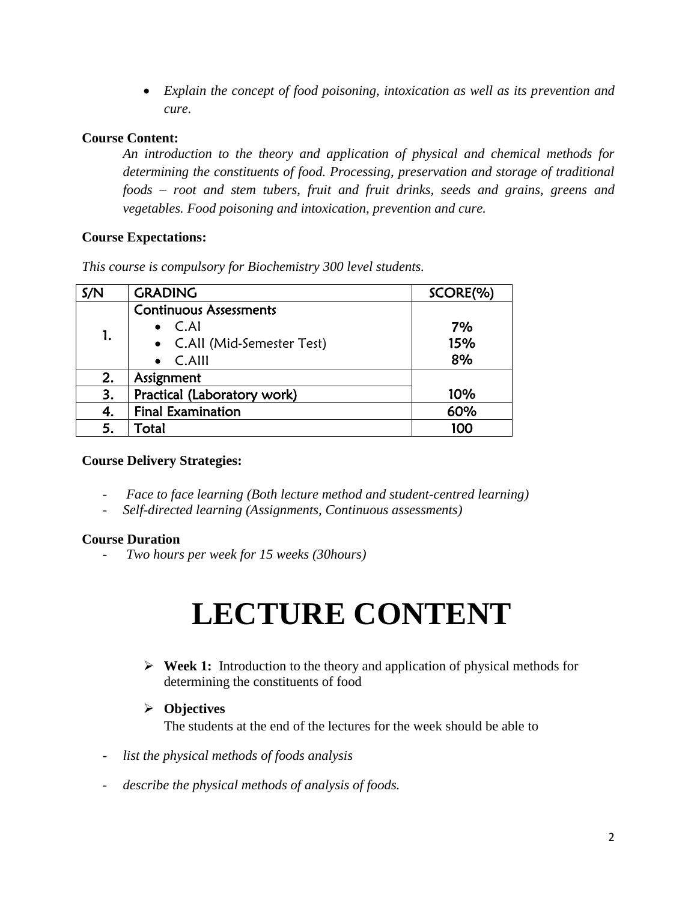- *Explain the concept of food poisoning, intoxication as well as its prevention and cure.*

**Course Content:**

*An introduction to the theory and application of physical and chemical methods for determining the constituents of food. Processing, preservation and storage of traditional foods – root and stem tubers, fruit and fruit drinks, seeds and grains, greens and vegetables. Food poisoning and intoxication, prevention and cure.*

**Course Expectations:**

*This course is compulsory for Biochemistry 300 level students.*

| S/N | GRADING | SCORE(%) |
|---|---|---|
| 1. | Continuous Assessments<br>• C.AI<br>• C.AII (Mid-Semester Test)<br>• C.AIII | <br>7%<br>15%<br>8% |
| 2. | Assignment | |
| 3. | Practical (Laboratory work) | 10% |
| 4. | Final Examination | 60% |
| 5. | Total | 100 |

**Course Delivery Strategies:**

- *Face to face learning (Both lecture method and student-centred learning)*
- *Self-directed learning (Assignments, Continuous assessments)*

**Course Duration**

- *Two hours per week for 15 weeks (30hours)*

# LECTURE CONTENT

- **Week 1:** Introduction to the theory and application of physical methods for determining the constituents of food

- **Objectives**

  The students at the end of the lectures for the week should be able to

- *list the physical methods of foods analysis*
- *describe the physical methods of analysis of foods.*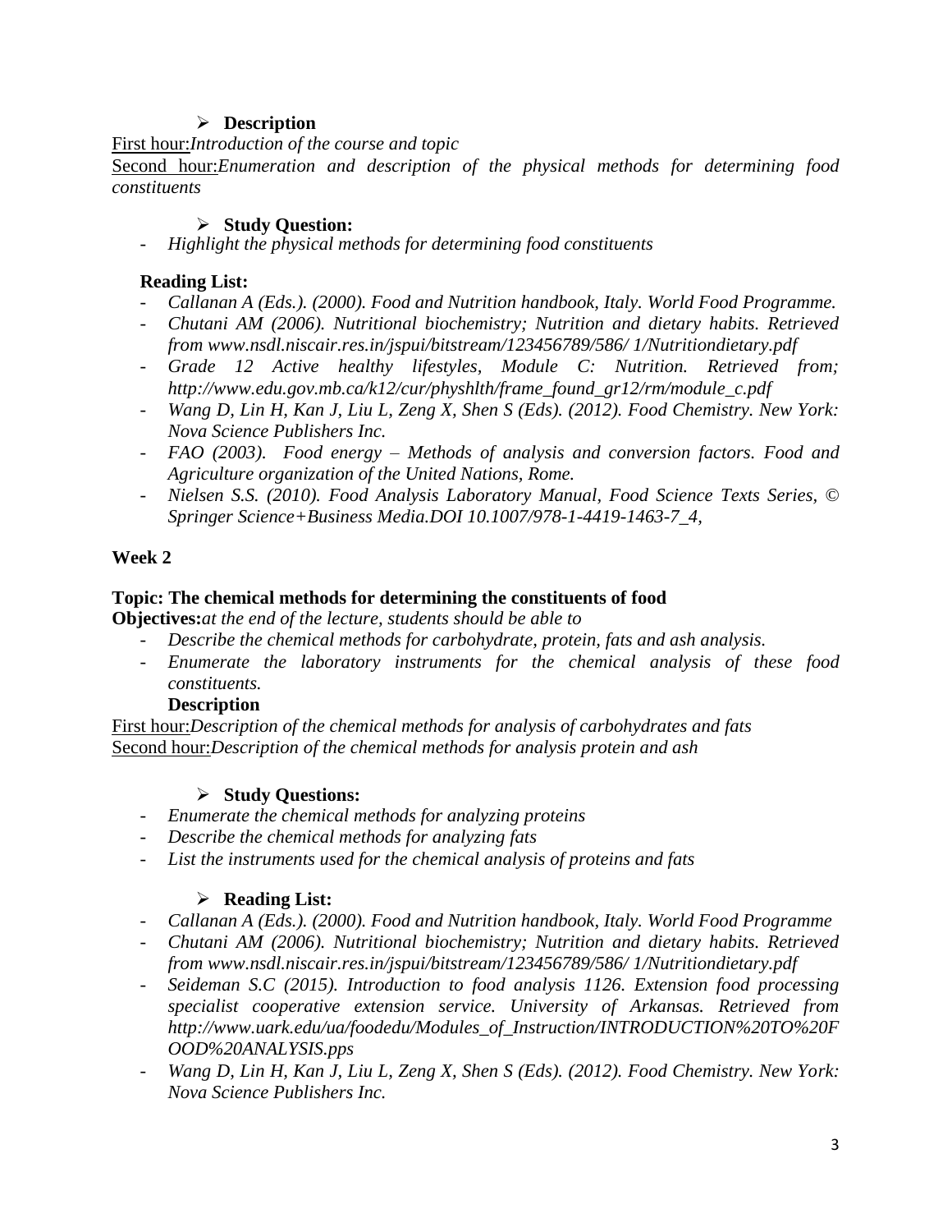- **Description**

First hour: *Introduction of the course and topic*

Second hour: *Enumeration and description of the physical methods for determining food constituents*

- **Study Question:**

- *Highlight the physical methods for determining food constituents*

**Reading List:**

- *Callanan A (Eds.). (2000). Food and Nutrition handbook, Italy. World Food Programme.*
- *Chutani AM (2006). Nutritional biochemistry; Nutrition and dietary habits. Retrieved from www.nsdl.niscair.res.in/jspui/bitstream/123456789/586/ 1/Nutritiondietary.pdf*
- *Grade 12 Active healthy lifestyles, Module C: Nutrition. Retrieved from; http://www.edu.gov.mb.ca/k12/cur/physhlth/frame_found_gr12/rm/module_c.pdf*
- *Wang D, Lin H, Kan J, Liu L, Zeng X, Shen S (Eds). (2012). Food Chemistry. New York: Nova Science Publishers Inc.*
- *FAO (2003). Food energy – Methods of analysis and conversion factors. Food and Agriculture organization of the United Nations, Rome.*
- *Nielsen S.S. (2010). Food Analysis Laboratory Manual, Food Science Texts Series, © Springer Science+Business Media.DOI 10.1007/978-1-4419-1463-7_4,*

## Week 2

**Topic: The chemical methods for determining the constituents of food**

**Objectives:** *at the end of the lecture, students should be able to*

- *Describe the chemical methods for carbohydrate, protein, fats and ash analysis.*
- *Enumerate the laboratory instruments for the chemical analysis of these food constituents.*

**Description**

First hour: *Description of the chemical methods for analysis of carbohydrates and fats*

Second hour: *Description of the chemical methods for analysis protein and ash*

- **Study Questions:**

- *Enumerate the chemical methods for analyzing proteins*
- *Describe the chemical methods for analyzing fats*
- *List the instruments used for the chemical analysis of proteins and fats*

- **Reading List:**

- *Callanan A (Eds.). (2000). Food and Nutrition handbook, Italy. World Food Programme*
- *Chutani AM (2006). Nutritional biochemistry; Nutrition and dietary habits. Retrieved from www.nsdl.niscair.res.in/jspui/bitstream/123456789/586/ 1/Nutritiondietary.pdf*
- *Seideman S.C (2015). Introduction to food analysis 1126. Extension food processing specialist cooperative extension service. University of Arkansas. Retrieved from http://www.uark.edu/ua/foodedu/Modules_of_Instruction/INTRODUCTION%20TO%20FOOD%20ANALYSIS.pps*
- *Wang D, Lin H, Kan J, Liu L, Zeng X, Shen S (Eds). (2012). Food Chemistry. New York: Nova Science Publishers Inc.*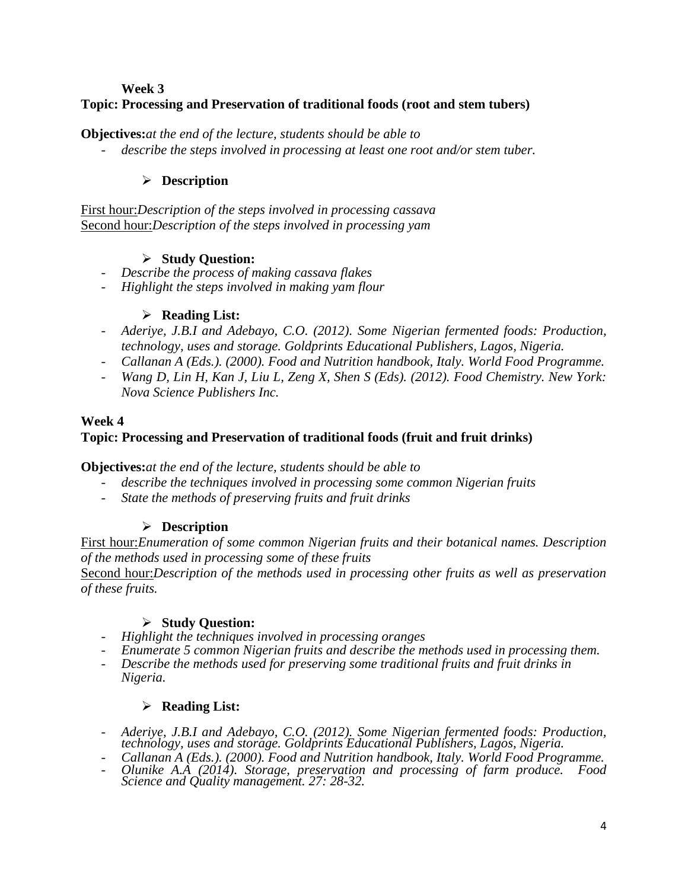**Week 3**

**Topic: Processing and Preservation of traditional foods (root and stem tubers)**

**Objectives:***at the end of the lecture, students should be able to*

- *describe the steps involved in processing at least one root and/or stem tuber.*

➢ **Description**

First hour:*Description of the steps involved in processing cassava*
Second hour:*Description of the steps involved in processing yam*

➢ **Study Question:**

- *Describe the process of making cassava flakes*
- *Highlight the steps involved in making yam flour*

➢ **Reading List:**

- *Aderiye, J.B.I and Adebayo, C.O. (2012). Some Nigerian fermented foods: Production, technology, uses and storage. Goldprints Educational Publishers, Lagos, Nigeria.*
- *Callanan A (Eds.). (2000). Food and Nutrition handbook, Italy. World Food Programme.*
- *Wang D, Lin H, Kan J, Liu L, Zeng X, Shen S (Eds). (2012). Food Chemistry. New York: Nova Science Publishers Inc.*

**Week 4**

**Topic: Processing and Preservation of traditional foods (fruit and fruit drinks)**

**Objectives:***at the end of the lecture, students should be able to*

- *describe the techniques involved in processing some common Nigerian fruits*
- *State the methods of preserving fruits and fruit drinks*

➢ **Description**

First hour:*Enumeration of some common Nigerian fruits and their botanical names. Description of the methods used in processing some of these fruits*
Second hour:*Description of the methods used in processing other fruits as well as preservation of these fruits.*

➢ **Study Question:**

- *Highlight the techniques involved in processing oranges*
- *Enumerate 5 common Nigerian fruits and describe the methods used in processing them.*
- *Describe the methods used for preserving some traditional fruits and fruit drinks in Nigeria.*

➢ **Reading List:**

- *Aderiye, J.B.I and Adebayo, C.O. (2012). Some Nigerian fermented foods: Production, technology, uses and storage. Goldprints Educational Publishers, Lagos, Nigeria.*
- *Callanan A (Eds.). (2000). Food and Nutrition handbook, Italy. World Food Programme.*
- *Olunike A.A (2014). Storage, preservation and processing of farm produce. Food Science and Quality management. 27: 28-32.*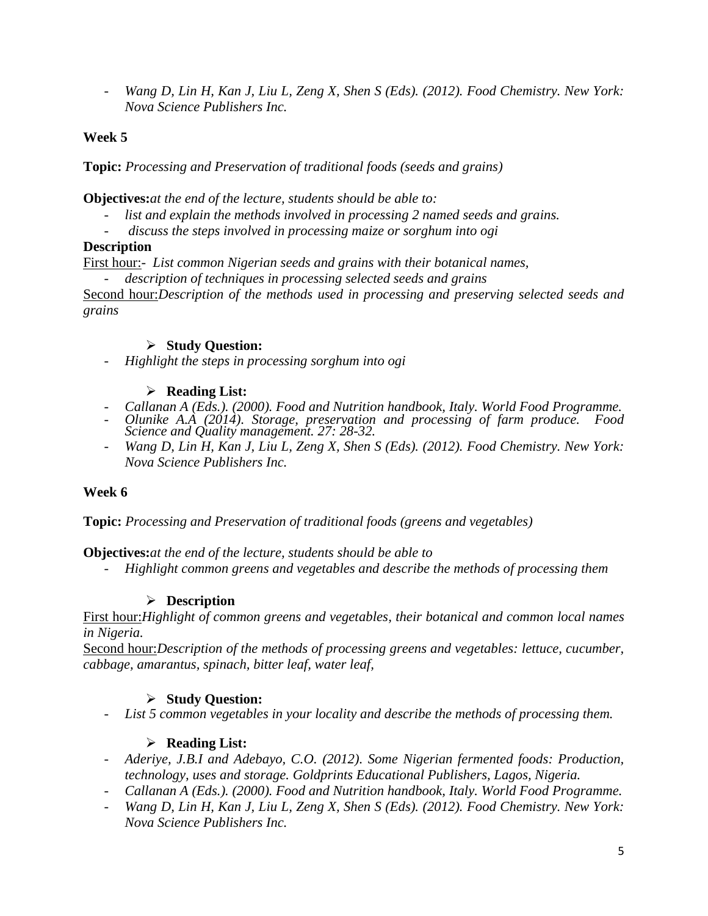- *Wang D, Lin H, Kan J, Liu L, Zeng X, Shen S (Eds). (2012). Food Chemistry. New York: Nova Science Publishers Inc.*

**Week 5**

**Topic:** *Processing and Preservation of traditional foods (seeds and grains)*

**Objectives:***at the end of the lecture, students should be able to:*

- *list and explain the methods involved in processing 2 named seeds and grains.*
- *discuss the steps involved in processing maize or sorghum into ogi*

**Description**

First hour:- *List common Nigerian seeds and grains with their botanical names,*

- *description of techniques in processing selected seeds and grains*

Second hour:*Description of the methods used in processing and preserving selected seeds and grains*

- **Study Question:**

- *Highlight the steps in processing sorghum into ogi*

- **Reading List:**

- *Callanan A (Eds.). (2000). Food and Nutrition handbook, Italy. World Food Programme.*
- *Olunike A.A (2014). Storage, preservation and processing of farm produce. Food Science and Quality management. 27: 28-32.*
- *Wang D, Lin H, Kan J, Liu L, Zeng X, Shen S (Eds). (2012). Food Chemistry. New York: Nova Science Publishers Inc.*

**Week 6**

**Topic:** *Processing and Preservation of traditional foods (greens and vegetables)*

**Objectives:***at the end of the lecture, students should be able to*

- *Highlight common greens and vegetables and describe the methods of processing them*

- **Description**

First hour:*Highlight of common greens and vegetables, their botanical and common local names in Nigeria.*

Second hour:*Description of the methods of processing greens and vegetables: lettuce, cucumber, cabbage, amarantus, spinach, bitter leaf, water leaf,*

- **Study Question:**

- *List 5 common vegetables in your locality and describe the methods of processing them.*

- **Reading List:**

- *Aderiye, J.B.I and Adebayo, C.O. (2012). Some Nigerian fermented foods: Production, technology, uses and storage. Goldprints Educational Publishers, Lagos, Nigeria.*
- *Callanan A (Eds.). (2000). Food and Nutrition handbook, Italy. World Food Programme.*
- *Wang D, Lin H, Kan J, Liu L, Zeng X, Shen S (Eds). (2012). Food Chemistry. New York: Nova Science Publishers Inc.*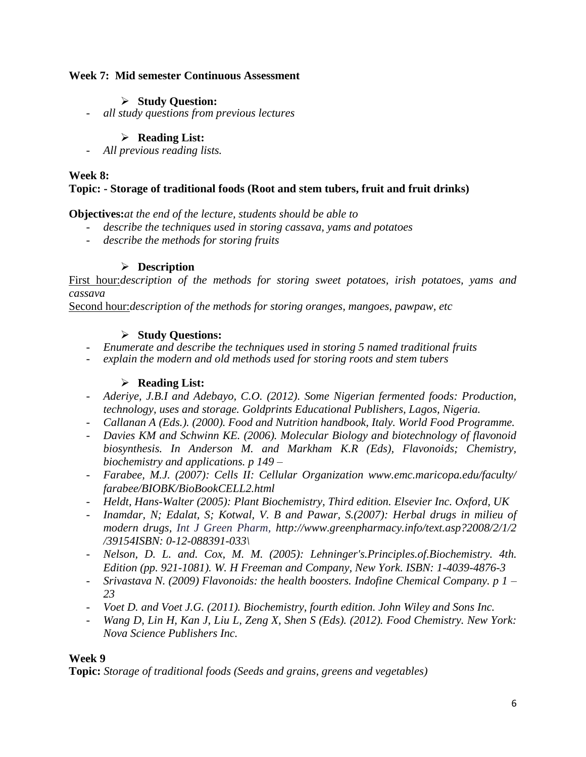**Week 7: Mid semester Continuous Assessment**

- **Study Question:**
  - *all study questions from previous lectures*

- **Reading List:**
  - *All previous reading lists.*

**Week 8:**

**Topic: - Storage of traditional foods (Root and stem tubers, fruit and fruit drinks)**

**Objectives:** *at the end of the lecture, students should be able to*

- *describe the techniques used in storing cassava, yams and potatoes*
- *describe the methods for storing fruits*

- **Description**

First hour: *description of the methods for storing sweet potatoes, irish potatoes, yams and cassava*

Second hour: *description of the methods for storing oranges, mangoes, pawpaw, etc*

- **Study Questions:**
  - *Enumerate and describe the techniques used in storing 5 named traditional fruits*
  - *explain the modern and old methods used for storing roots and stem tubers*

- **Reading List:**
  - *Aderiye, J.B.I and Adebayo, C.O. (2012). Some Nigerian fermented foods: Production, technology, uses and storage. Goldprints Educational Publishers, Lagos, Nigeria.*
  - *Callanan A (Eds.). (2000). Food and Nutrition handbook, Italy. World Food Programme.*
  - *Davies KM and Schwinn KE. (2006). Molecular Biology and biotechnology of flavonoid biosynthesis. In Anderson M. and Markham K.R (Eds), Flavonoids; Chemistry, biochemistry and applications. p 149 –*
  - *Farabee, M.J. (2007): Cells II: Cellular Organization www.emc.maricopa.edu/faculty/farabee/BIOBK/BioBookCELL2.html*
  - *Heldt, Hans-Walter (2005): Plant Biochemistry, Third edition. Elsevier Inc. Oxford, UK*
  - *Inamdar, N; Edalat, S; Kotwal, V. B and Pawar, S.(2007): Herbal drugs in milieu of modern drugs, Int J Green Pharm, http://www.greenpharmacy.info/text.asp?2008/2/1/2/39154ISBN: 0-12-088391-033\*
  - *Nelson, D. L. and. Cox, M. M. (2005): Lehninger's.Principles.of.Biochemistry. 4th. Edition (pp. 921-1081). W. H Freeman and Company, New York. ISBN: 1-4039-4876-3*
  - *Srivastava N. (2009) Flavonoids: the health boosters. Indofine Chemical Company. p 1 – 23*
  - *Voet D. and Voet J.G. (2011). Biochemistry, fourth edition. John Wiley and Sons Inc.*
  - *Wang D, Lin H, Kan J, Liu L, Zeng X, Shen S (Eds). (2012). Food Chemistry. New York: Nova Science Publishers Inc.*

**Week 9**

**Topic:** *Storage of traditional foods (Seeds and grains, greens and vegetables)*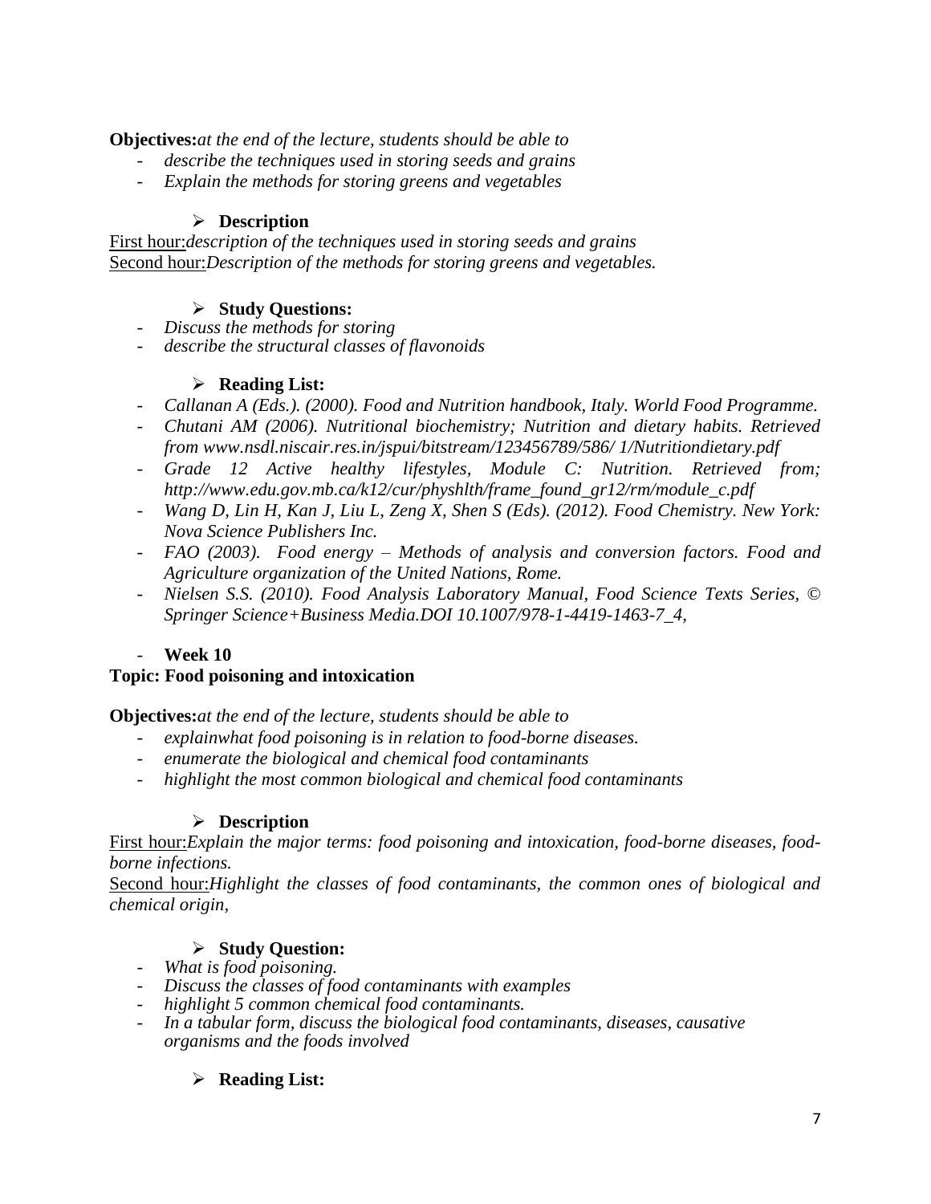**Objectives:***at the end of the lecture, students should be able to*

- *describe the techniques used in storing seeds and grains*
- *Explain the methods for storing greens and vegetables*

➢ **Description**

First hour:*description of the techniques used in storing seeds and grains*
Second hour:*Description of the methods for storing greens and vegetables.*

➢ **Study Questions:**

- *Discuss the methods for storing*
- *describe the structural classes of flavonoids*

➢ **Reading List:**

- *Callanan A (Eds.). (2000). Food and Nutrition handbook, Italy. World Food Programme.*
- *Chutani AM (2006). Nutritional biochemistry; Nutrition and dietary habits. Retrieved from www.nsdl.niscair.res.in/jspui/bitstream/123456789/586/ 1/Nutritiondietary.pdf*
- *Grade 12 Active healthy lifestyles, Module C: Nutrition. Retrieved from; http://www.edu.gov.mb.ca/k12/cur/physhlth/frame_found_gr12/rm/module_c.pdf*
- *Wang D, Lin H, Kan J, Liu L, Zeng X, Shen S (Eds). (2012). Food Chemistry. New York: Nova Science Publishers Inc.*
- *FAO (2003). Food energy – Methods of analysis and conversion factors. Food and Agriculture organization of the United Nations, Rome.*
- *Nielsen S.S. (2010). Food Analysis Laboratory Manual, Food Science Texts Series, © Springer Science+Business Media.DOI 10.1007/978-1-4419-1463-7_4,*

- **Week 10**

**Topic: Food poisoning and intoxication**

**Objectives:***at the end of the lecture, students should be able to*

- *explainwhat food poisoning is in relation to food-borne diseases.*
- *enumerate the biological and chemical food contaminants*
- *highlight the most common biological and chemical food contaminants*

➢ **Description**

First hour:*Explain the major terms: food poisoning and intoxication, food-borne diseases, food-borne infections.*
Second hour:*Highlight the classes of food contaminants, the common ones of biological and chemical origin,*

➢ **Study Question:**

- *What is food poisoning.*
- *Discuss the classes of food contaminants with examples*
- *highlight 5 common chemical food contaminants.*
- *In a tabular form, discuss the biological food contaminants, diseases, causative organisms and the foods involved*

➢ **Reading List:**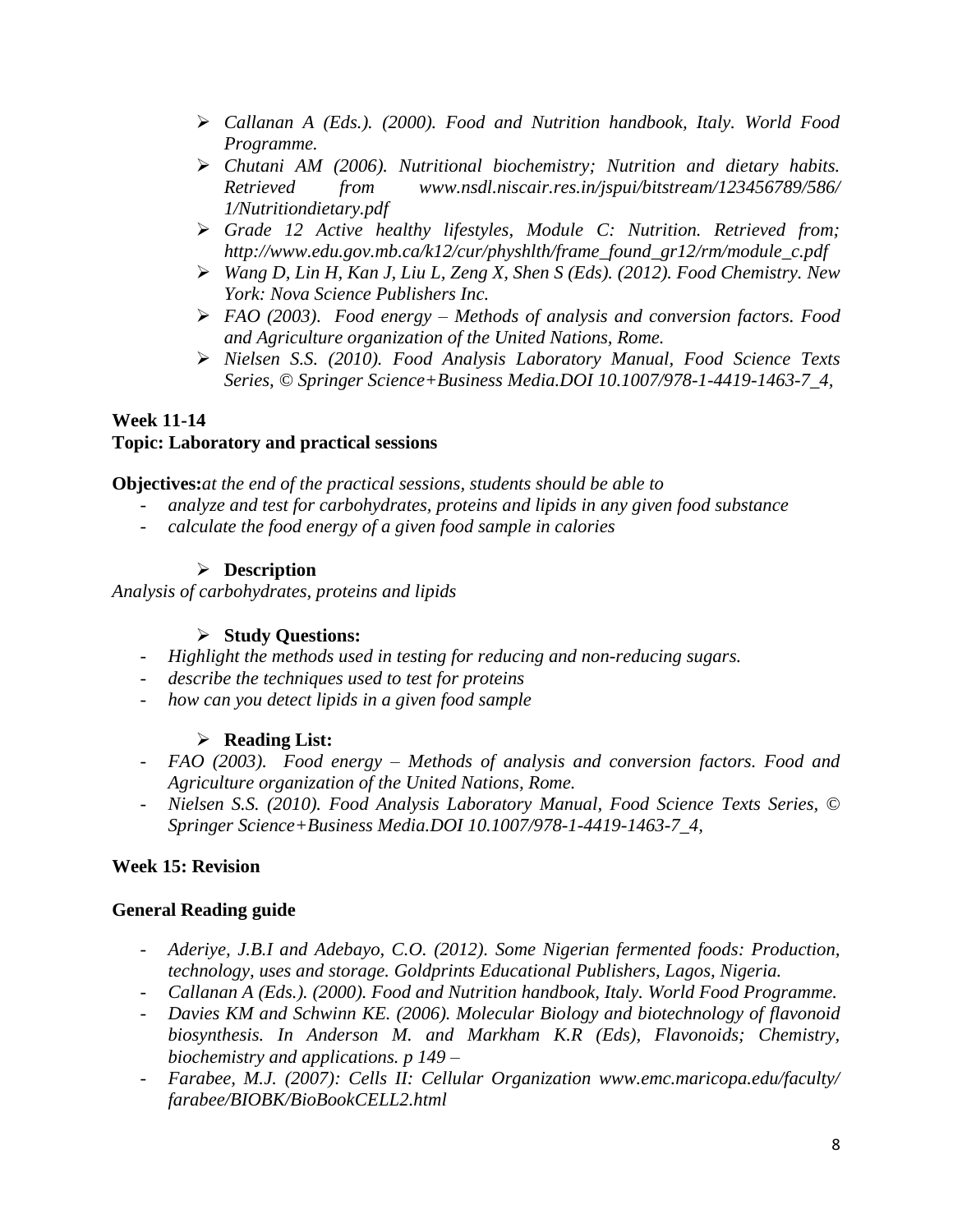- *Callanan A (Eds.). (2000). Food and Nutrition handbook, Italy. World Food Programme.*
- *Chutani AM (2006). Nutritional biochemistry; Nutrition and dietary habits. Retrieved from www.nsdl.niscair.res.in/jspui/bitstream/123456789/586/1/Nutritiondietary.pdf*
- *Grade 12 Active healthy lifestyles, Module C: Nutrition. Retrieved from; http://www.edu.gov.mb.ca/k12/cur/physhlth/frame_found_gr12/rm/module_c.pdf*
- *Wang D, Lin H, Kan J, Liu L, Zeng X, Shen S (Eds). (2012). Food Chemistry. New York: Nova Science Publishers Inc.*
- *FAO (2003). Food energy – Methods of analysis and conversion factors. Food and Agriculture organization of the United Nations, Rome.*
- *Nielsen S.S. (2010). Food Analysis Laboratory Manual, Food Science Texts Series, © Springer Science+Business Media.DOI 10.1007/978-1-4419-1463-7_4,*

**Week 11-14**
**Topic: Laboratory and practical sessions**

**Objectives:***at the end of the practical sessions, students should be able to*

- *analyze and test for carbohydrates, proteins and lipids in any given food substance*
- *calculate the food energy of a given food sample in calories*

- **Description**

*Analysis of carbohydrates, proteins and lipids*

- **Study Questions:**

- *Highlight the methods used in testing for reducing and non-reducing sugars.*
- *describe the techniques used to test for proteins*
- *how can you detect lipids in a given food sample*

- **Reading List:**

- *FAO (2003). Food energy – Methods of analysis and conversion factors. Food and Agriculture organization of the United Nations, Rome.*
- *Nielsen S.S. (2010). Food Analysis Laboratory Manual, Food Science Texts Series, © Springer Science+Business Media.DOI 10.1007/978-1-4419-1463-7_4,*

**Week 15: Revision**

**General Reading guide**

- *Aderiye, J.B.I and Adebayo, C.O. (2012). Some Nigerian fermented foods: Production, technology, uses and storage. Goldprints Educational Publishers, Lagos, Nigeria.*
- *Callanan A (Eds.). (2000). Food and Nutrition handbook, Italy. World Food Programme.*
- *Davies KM and Schwinn KE. (2006). Molecular Biology and biotechnology of flavonoid biosynthesis. In Anderson M. and Markham K.R (Eds), Flavonoids; Chemistry, biochemistry and applications. p 149 –*
- *Farabee, M.J. (2007): Cells II: Cellular Organization www.emc.maricopa.edu/faculty/farabee/BIOBK/BioBookCELL2.html*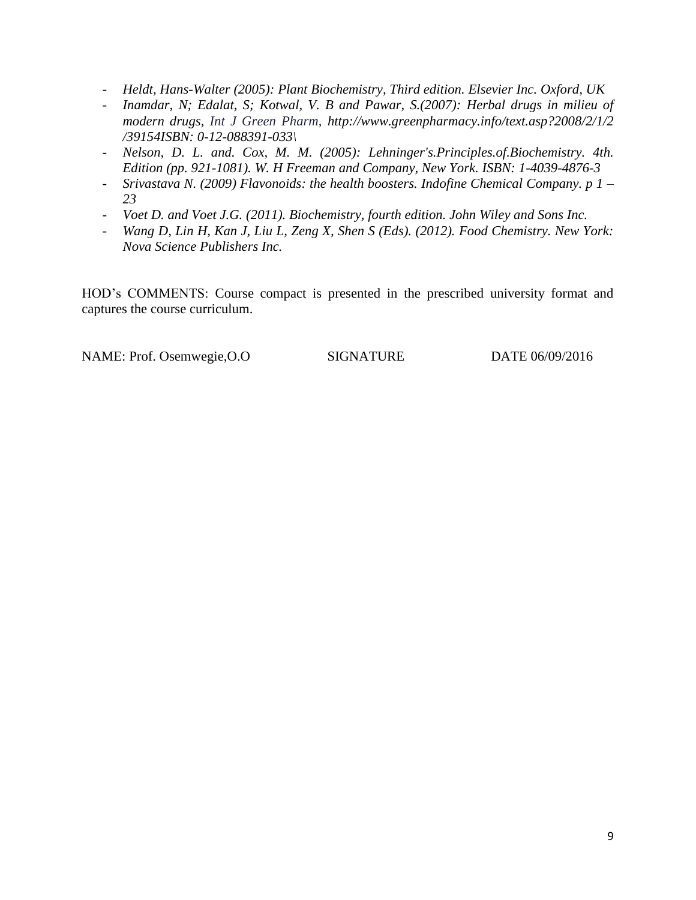- *Heldt, Hans-Walter (2005): Plant Biochemistry, Third edition. Elsevier Inc. Oxford, UK*
- *Inamdar, N; Edalat, S; Kotwal, V. B and Pawar, S.(2007): Herbal drugs in milieu of modern drugs, Int J Green Pharm, http://www.greenpharmacy.info/text.asp?2008/2/1/2/39154ISBN: 0-12-088391-033\*
- *Nelson, D. L. and. Cox, M. M. (2005): Lehninger's.Principles.of.Biochemistry. 4th. Edition (pp. 921-1081). W. H Freeman and Company, New York. ISBN: 1-4039-4876-3*
- *Srivastava N. (2009) Flavonoids: the health boosters. Indofine Chemical Company. p 1 – 23*
- *Voet D. and Voet J.G. (2011). Biochemistry, fourth edition. John Wiley and Sons Inc.*
- *Wang D, Lin H, Kan J, Liu L, Zeng X, Shen S (Eds). (2012). Food Chemistry. New York: Nova Science Publishers Inc.*

HOD's COMMENTS: Course compact is presented in the prescribed university format and captures the course curriculum.

NAME: Prof. Osemwegie,O.O SIGNATURE DATE 06/09/2016